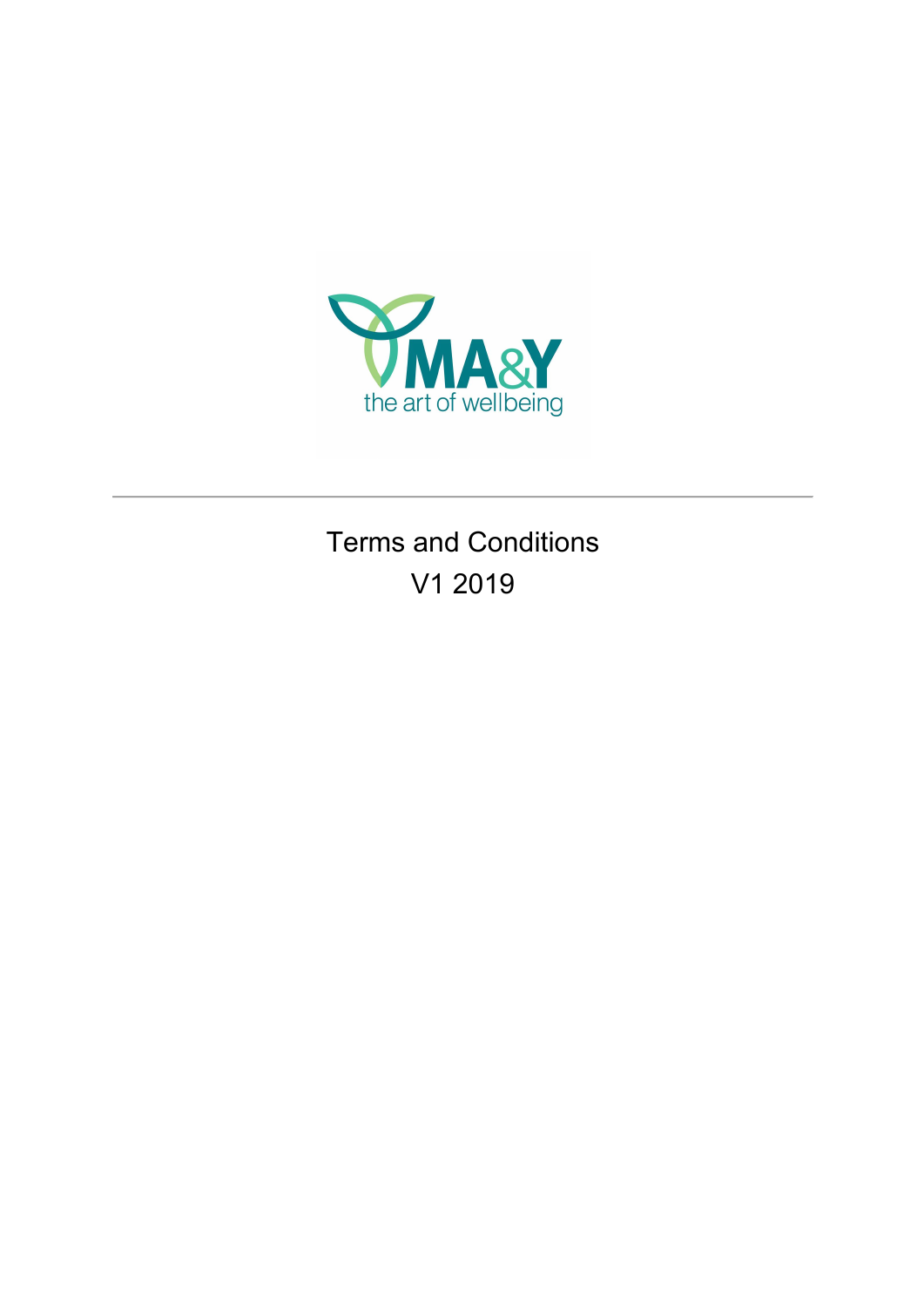MA&Y
the art of wellbeing

---

# Terms and Conditions

V1 2019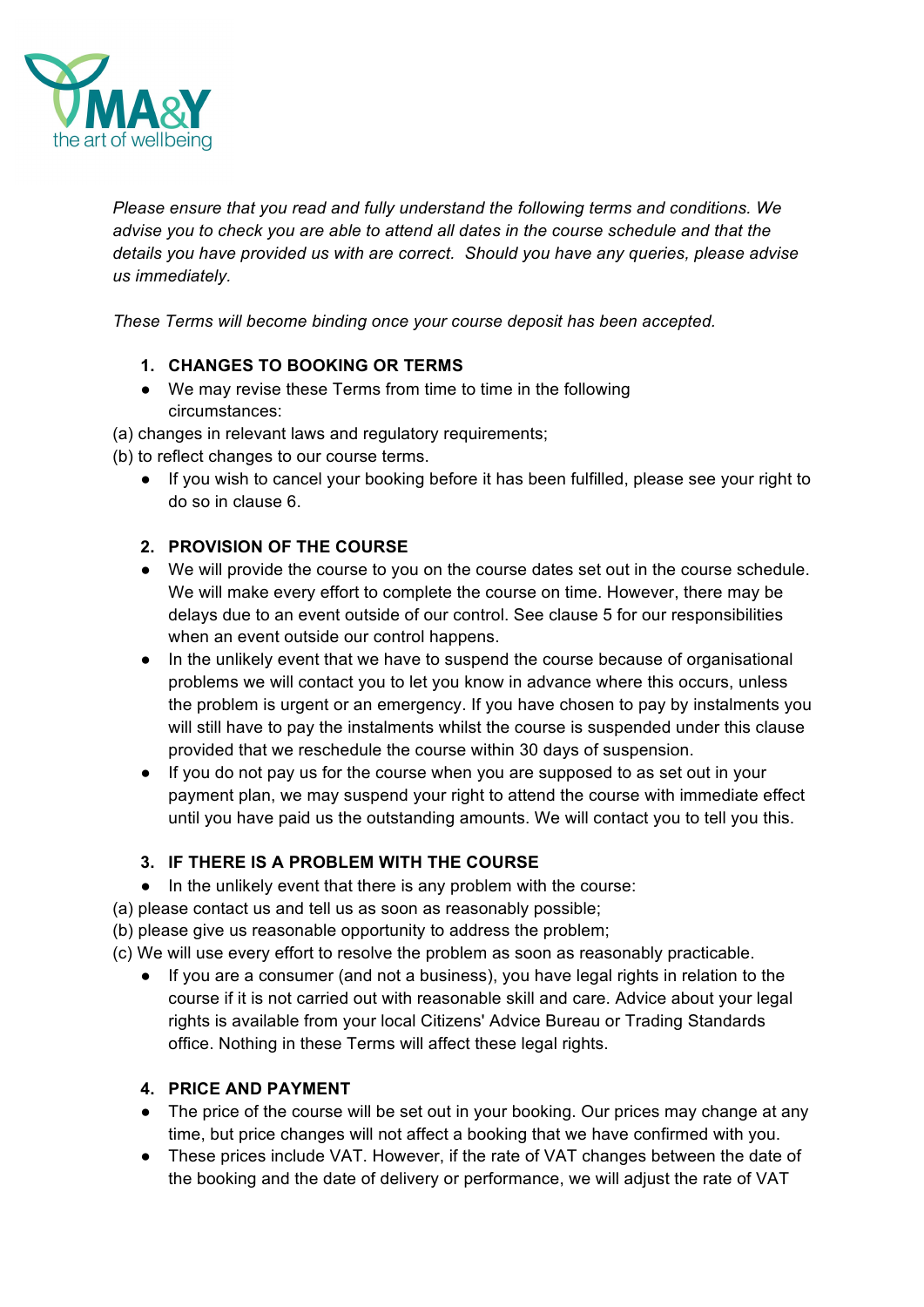*Please ensure that you read and fully understand the following terms and conditions. We advise you to check you are able to attend all dates in the course schedule and that the details you have provided us with are correct. Should you have any queries, please advise us immediately.*

*These Terms will become binding once your course deposit has been accepted.*

1. **CHANGES TO BOOKING OR TERMS**

- We may revise these Terms from time to time in the following circumstances:

(a) changes in relevant laws and regulatory requirements;
(b) to reflect changes to our course terms.

- If you wish to cancel your booking before it has been fulfilled, please see your right to do so in clause 6.

2. **PROVISION OF THE COURSE**

- We will provide the course to you on the course dates set out in the course schedule. We will make every effort to complete the course on time. However, there may be delays due to an event outside of our control. See clause 5 for our responsibilities when an event outside our control happens.
- In the unlikely event that we have to suspend the course because of organisational problems we will contact you to let you know in advance where this occurs, unless the problem is urgent or an emergency. If you have chosen to pay by instalments you will still have to pay the instalments whilst the course is suspended under this clause provided that we reschedule the course within 30 days of suspension.
- If you do not pay us for the course when you are supposed to as set out in your payment plan, we may suspend your right to attend the course with immediate effect until you have paid us the outstanding amounts. We will contact you to tell you this.

3. **IF THERE IS A PROBLEM WITH THE COURSE**

- In the unlikely event that there is any problem with the course:

(a) please contact us and tell us as soon as reasonably possible;
(b) please give us reasonable opportunity to address the problem;
(c) We will use every effort to resolve the problem as soon as reasonably practicable.

- If you are a consumer (and not a business), you have legal rights in relation to the course if it is not carried out with reasonable skill and care. Advice about your legal rights is available from your local Citizens' Advice Bureau or Trading Standards office. Nothing in these Terms will affect these legal rights.

4. **PRICE AND PAYMENT**

- The price of the course will be set out in your booking. Our prices may change at any time, but price changes will not affect a booking that we have confirmed with you.
- These prices include VAT. However, if the rate of VAT changes between the date of the booking and the date of delivery or performance, we will adjust the rate of VAT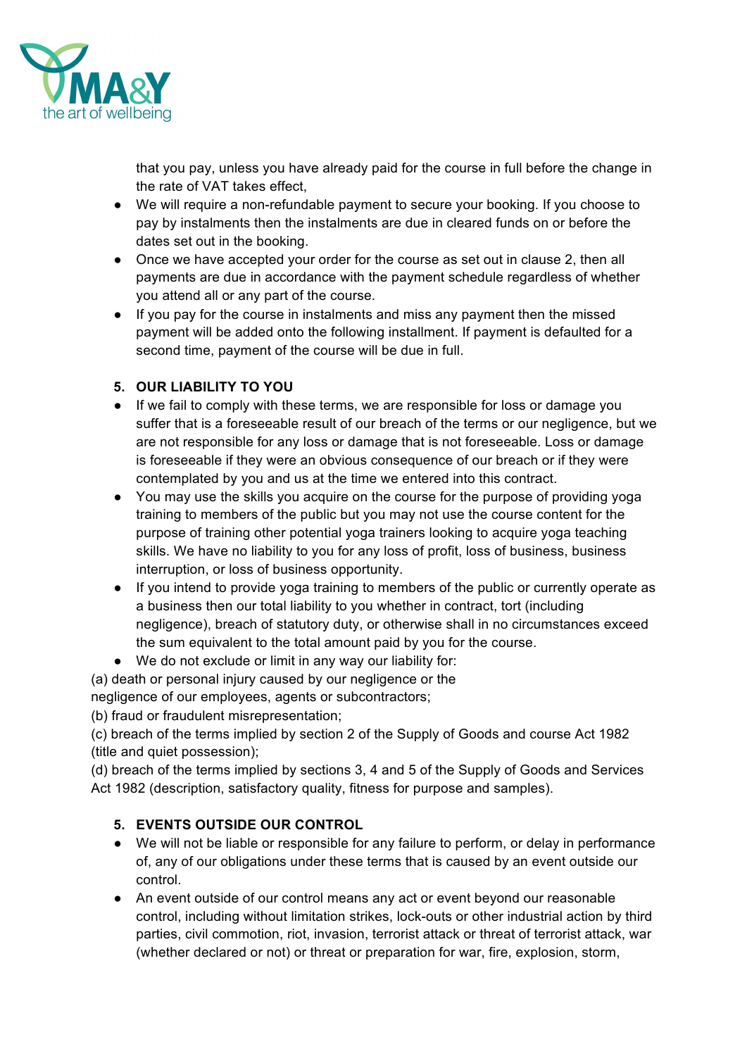that you pay, unless you have already paid for the course in full before the change in the rate of VAT takes effect,

- We will require a non-refundable payment to secure your booking. If you choose to pay by instalments then the instalments are due in cleared funds on or before the dates set out in the booking.
- Once we have accepted your order for the course as set out in clause 2, then all payments are due in accordance with the payment schedule regardless of whether you attend all or any part of the course.
- If you pay for the course in instalments and miss any payment then the missed payment will be added onto the following installment. If payment is defaulted for a second time, payment of the course will be due in full.

## 5. OUR LIABILITY TO YOU

- If we fail to comply with these terms, we are responsible for loss or damage you suffer that is a foreseeable result of our breach of the terms or our negligence, but we are not responsible for any loss or damage that is not foreseeable. Loss or damage is foreseeable if they were an obvious consequence of our breach or if they were contemplated by you and us at the time we entered into this contract.
- You may use the skills you acquire on the course for the purpose of providing yoga training to members of the public but you may not use the course content for the purpose of training other potential yoga trainers looking to acquire yoga teaching skills. We have no liability to you for any loss of profit, loss of business, business interruption, or loss of business opportunity.
- If you intend to provide yoga training to members of the public or currently operate as a business then our total liability to you whether in contract, tort (including negligence), breach of statutory duty, or otherwise shall in no circumstances exceed the sum equivalent to the total amount paid by you for the course.
- We do not exclude or limit in any way our liability for:

(a) death or personal injury caused by our negligence or the negligence of our employees, agents or subcontractors;

(b) fraud or fraudulent misrepresentation;

(c) breach of the terms implied by section 2 of the Supply of Goods and course Act 1982 (title and quiet possession);

(d) breach of the terms implied by sections 3, 4 and 5 of the Supply of Goods and Services Act 1982 (description, satisfactory quality, fitness for purpose and samples).

## 5. EVENTS OUTSIDE OUR CONTROL

- We will not be liable or responsible for any failure to perform, or delay in performance of, any of our obligations under these terms that is caused by an event outside our control.
- An event outside of our control means any act or event beyond our reasonable control, including without limitation strikes, lock-outs or other industrial action by third parties, civil commotion, riot, invasion, terrorist attack or threat of terrorist attack, war (whether declared or not) or threat or preparation for war, fire, explosion, storm,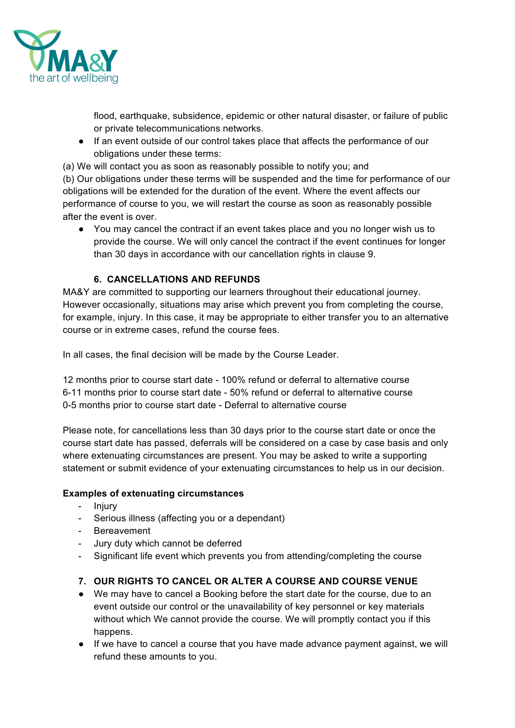flood, earthquake, subsidence, epidemic or other natural disaster, or failure of public or private telecommunications networks.

- If an event outside of our control takes place that affects the performance of our obligations under these terms:

(a) We will contact you as soon as reasonably possible to notify you; and

(b) Our obligations under these terms will be suspended and the time for performance of our obligations will be extended for the duration of the event. Where the event affects our performance of course to you, we will restart the course as soon as reasonably possible after the event is over.

- You may cancel the contract if an event takes place and you no longer wish us to provide the course. We will only cancel the contract if the event continues for longer than 30 days in accordance with our cancellation rights in clause 9.

## 6. CANCELLATIONS AND REFUNDS

MA&Y are committed to supporting our learners throughout their educational journey. However occasionally, situations may arise which prevent you from completing the course, for example, injury. In this case, it may be appropriate to either transfer you to an alternative course or in extreme cases, refund the course fees.

In all cases, the final decision will be made by the Course Leader.

12 months prior to course start date - 100% refund or deferral to alternative course
6-11 months prior to course start date - 50% refund or deferral to alternative course
0-5 months prior to course start date - Deferral to alternative course

Please note, for cancellations less than 30 days prior to the course start date or once the course start date has passed, deferrals will be considered on a case by case basis and only where extenuating circumstances are present. You may be asked to write a supporting statement or submit evidence of your extenuating circumstances to help us in our decision.

**Examples of extenuating circumstances**

- Injury
- Serious illness (affecting you or a dependant)
- Bereavement
- Jury duty which cannot be deferred
- Significant life event which prevents you from attending/completing the course

## 7. OUR RIGHTS TO CANCEL OR ALTER A COURSE AND COURSE VENUE

- We may have to cancel a Booking before the start date for the course, due to an event outside our control or the unavailability of key personnel or key materials without which We cannot provide the course. We will promptly contact you if this happens.
- If we have to cancel a course that you have made advance payment against, we will refund these amounts to you.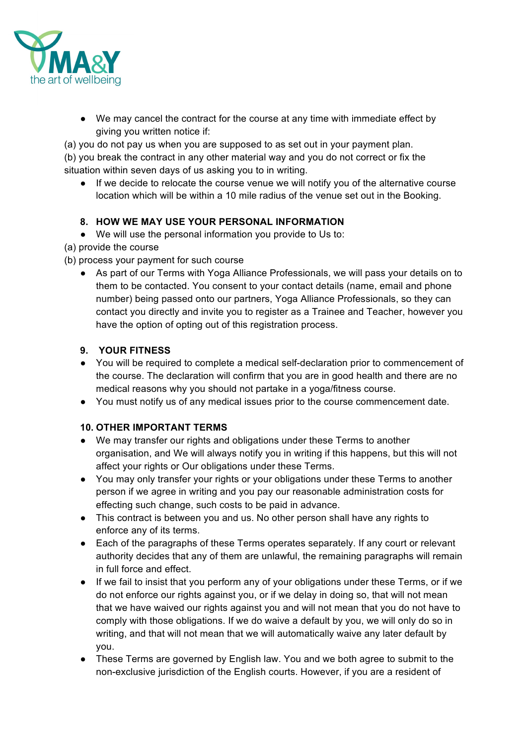- We may cancel the contract for the course at any time with immediate effect by giving you written notice if:

(a) you do not pay us when you are supposed to as set out in your payment plan.
(b) you break the contract in any other material way and you do not correct or fix the situation within seven days of us asking you to in writing.

- If we decide to relocate the course venue we will notify you of the alternative course location which will be within a 10 mile radius of the venue set out in the Booking.

**8. HOW WE MAY USE YOUR PERSONAL INFORMATION**

- We will use the personal information you provide to Us to:

(a) provide the course
(b) process your payment for such course

- As part of our Terms with Yoga Alliance Professionals, we will pass your details on to them to be contacted. You consent to your contact details (name, email and phone number) being passed onto our partners, Yoga Alliance Professionals, so they can contact you directly and invite you to register as a Trainee and Teacher, however you have the option of opting out of this registration process.

**9. YOUR FITNESS**

- You will be required to complete a medical self-declaration prior to commencement of the course. The declaration will confirm that you are in good health and there are no medical reasons why you should not partake in a yoga/fitness course.
- You must notify us of any medical issues prior to the course commencement date.

**10. OTHER IMPORTANT TERMS**

- We may transfer our rights and obligations under these Terms to another organisation, and We will always notify you in writing if this happens, but this will not affect your rights or Our obligations under these Terms.
- You may only transfer your rights or your obligations under these Terms to another person if we agree in writing and you pay our reasonable administration costs for effecting such change, such costs to be paid in advance.
- This contract is between you and us. No other person shall have any rights to enforce any of its terms.
- Each of the paragraphs of these Terms operates separately. If any court or relevant authority decides that any of them are unlawful, the remaining paragraphs will remain in full force and effect.
- If we fail to insist that you perform any of your obligations under these Terms, or if we do not enforce our rights against you, or if we delay in doing so, that will not mean that we have waived our rights against you and will not mean that you do not have to comply with those obligations. If we do waive a default by you, we will only do so in writing, and that will not mean that we will automatically waive any later default by you.
- These Terms are governed by English law. You and we both agree to submit to the non-exclusive jurisdiction of the English courts. However, if you are a resident of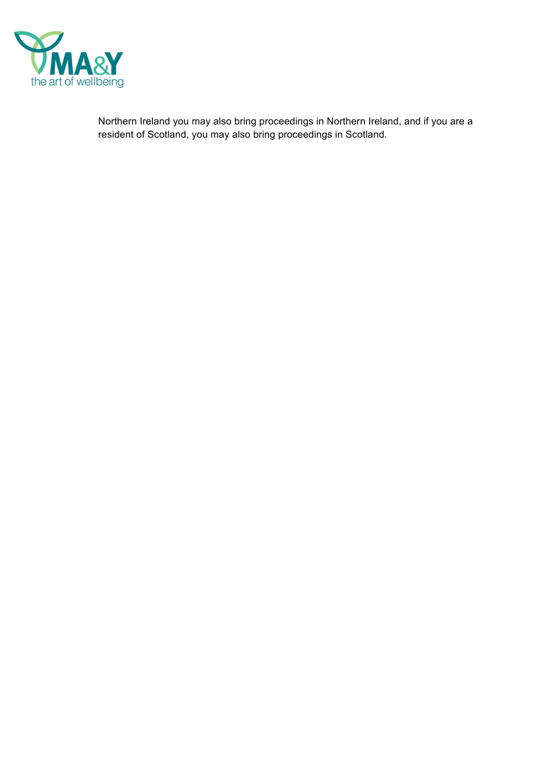Northern Ireland you may also bring proceedings in Northern Ireland, and if you are a resident of Scotland, you may also bring proceedings in Scotland.